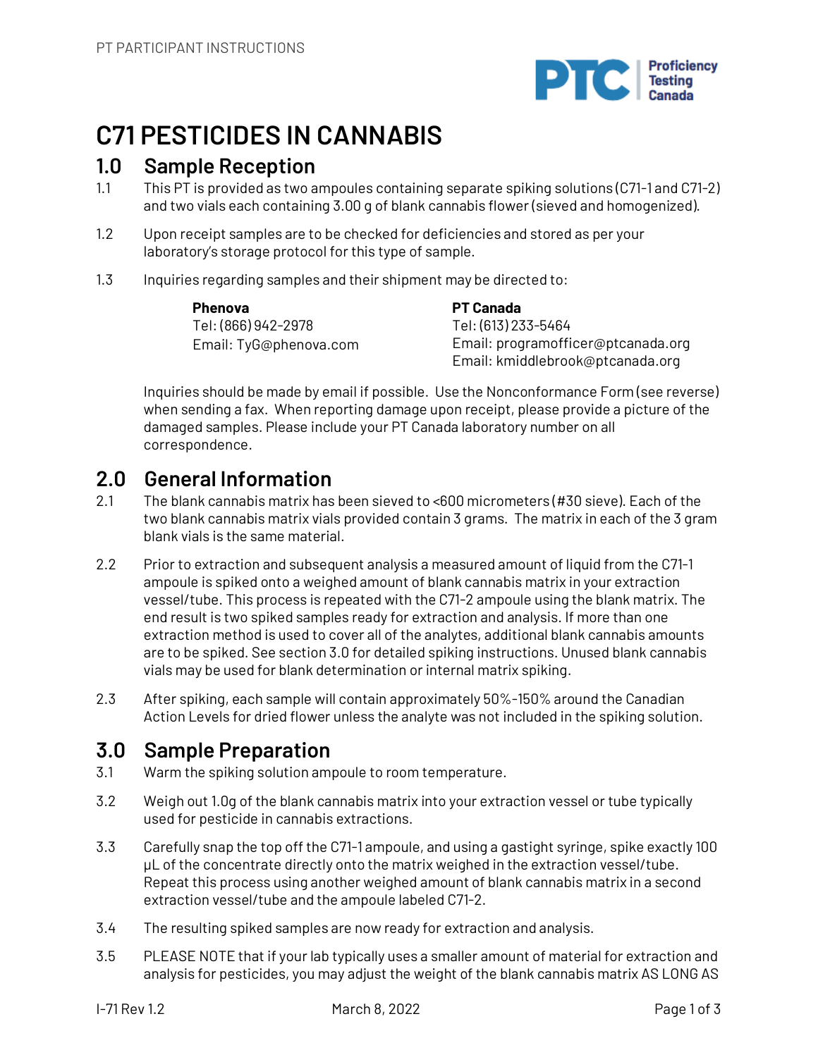# C71 PESTICIDES IN CANNABIS

## 1.0 Sample Reception

1.1 This PT is provided as two ampoules containing separate spiking solutions (C71-1 and C71-2) and two vials each containing 3.00 g of blank cannabis flower (sieved and homogenized).

1.2 Upon receipt samples are to be checked for deficiencies and stored as per your laboratory's storage protocol for this type of sample.

1.3 Inquiries regarding samples and their shipment may be directed to:

| **Phenova** | **PT Canada** |
|---|---|
| Tel: (866) 942-2978 | Tel: (613) 233-5464 |
| Email: TyG@phenova.com | Email: programofficer@ptcanada.org |
| | Email: kmiddlebrook@ptcanada.org |

Inquiries should be made by email if possible. Use the Nonconformance Form (see reverse) when sending a fax. When reporting damage upon receipt, please provide a picture of the damaged samples. Please include your PT Canada laboratory number on all correspondence.

## 2.0 General Information

2.1 The blank cannabis matrix has been sieved to <600 micrometers (#30 sieve). Each of the two blank cannabis matrix vials provided contain 3 grams. The matrix in each of the 3 gram blank vials is the same material.

2.2 Prior to extraction and subsequent analysis a measured amount of liquid from the C71-1 ampoule is spiked onto a weighed amount of blank cannabis matrix in your extraction vessel/tube. This process is repeated with the C71-2 ampoule using the blank matrix. The end result is two spiked samples ready for extraction and analysis. If more than one extraction method is used to cover all of the analytes, additional blank cannabis amounts are to be spiked. See section 3.0 for detailed spiking instructions. Unused blank cannabis vials may be used for blank determination or internal matrix spiking.

2.3 After spiking, each sample will contain approximately 50%-150% around the Canadian Action Levels for dried flower unless the analyte was not included in the spiking solution.

## 3.0 Sample Preparation

3.1 Warm the spiking solution ampoule to room temperature.

3.2 Weigh out 1.0g of the blank cannabis matrix into your extraction vessel or tube typically used for pesticide in cannabis extractions.

3.3 Carefully snap the top off the C71-1 ampoule, and using a gastight syringe, spike exactly 100 µL of the concentrate directly onto the matrix weighed in the extraction vessel/tube. Repeat this process using another weighed amount of blank cannabis matrix in a second extraction vessel/tube and the ampoule labeled C71-2.

3.4 The resulting spiked samples are now ready for extraction and analysis.

3.5 PLEASE NOTE that if your lab typically uses a smaller amount of material for extraction and analysis for pesticides, you may adjust the weight of the blank cannabis matrix AS LONG AS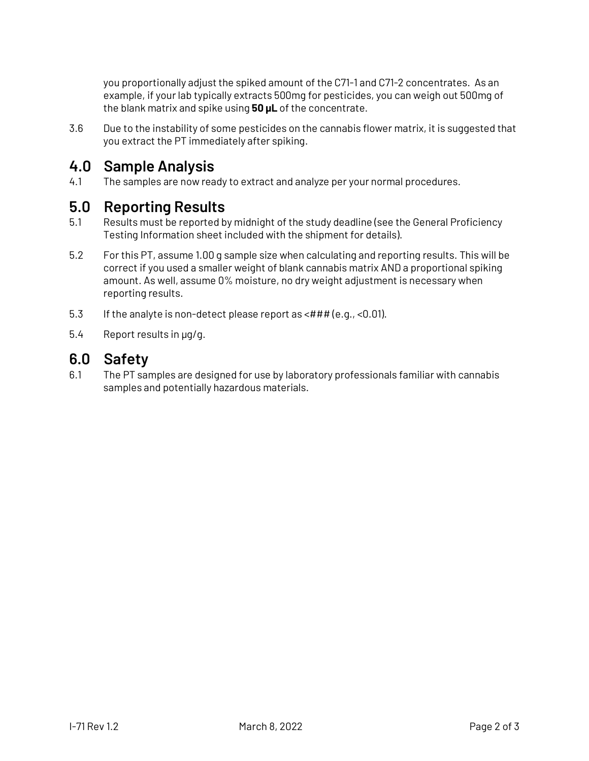you proportionally adjust the spiked amount of the C71-1 and C71-2 concentrates. As an example, if your lab typically extracts 500mg for pesticides, you can weigh out 500mg of the blank matrix and spike using **50 µL** of the concentrate.

3.6 Due to the instability of some pesticides on the cannabis flower matrix, it is suggested that you extract the PT immediately after spiking.

## 4.0 Sample Analysis

4.1 The samples are now ready to extract and analyze per your normal procedures.

## 5.0 Reporting Results

5.1 Results must be reported by midnight of the study deadline (see the General Proficiency Testing Information sheet included with the shipment for details).

5.2 For this PT, assume 1.00 g sample size when calculating and reporting results. This will be correct if you used a smaller weight of blank cannabis matrix AND a proportional spiking amount. As well, assume 0% moisture, no dry weight adjustment is necessary when reporting results.

5.3 If the analyte is non-detect please report as <### (e.g., <0.01).

5.4 Report results in µg/g.

## 6.0 Safety

6.1 The PT samples are designed for use by laboratory professionals familiar with cannabis samples and potentially hazardous materials.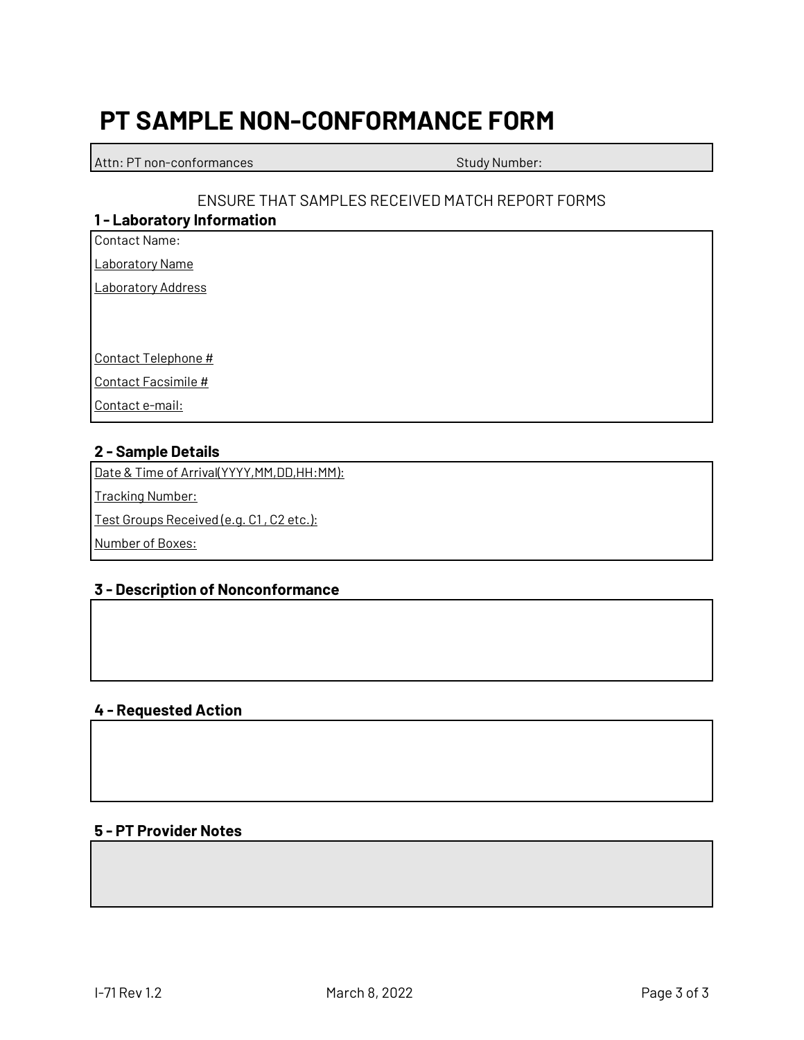# PT SAMPLE NON-CONFORMANCE FORM

| | |
|---|---|
| Attn: PT non-conformances | Study Number: |

ENSURE THAT SAMPLES RECEIVED MATCH REPORT FORMS

## 1 - Laboratory Information

Contact Name:

Laboratory Name

Laboratory Address

Contact Telephone #

Contact Facsimile #

Contact e-mail:

## 2 - Sample Details

Date & Time of Arrival(YYYY,MM,DD,HH:MM):

Tracking Number:

Test Groups Received (e.g. C1 , C2 etc.):

Number of Boxes:

## 3 - Description of Nonconformance

## 4 - Requested Action

## 5 - PT Provider Notes

I-71 Rev 1.2 March 8, 2022